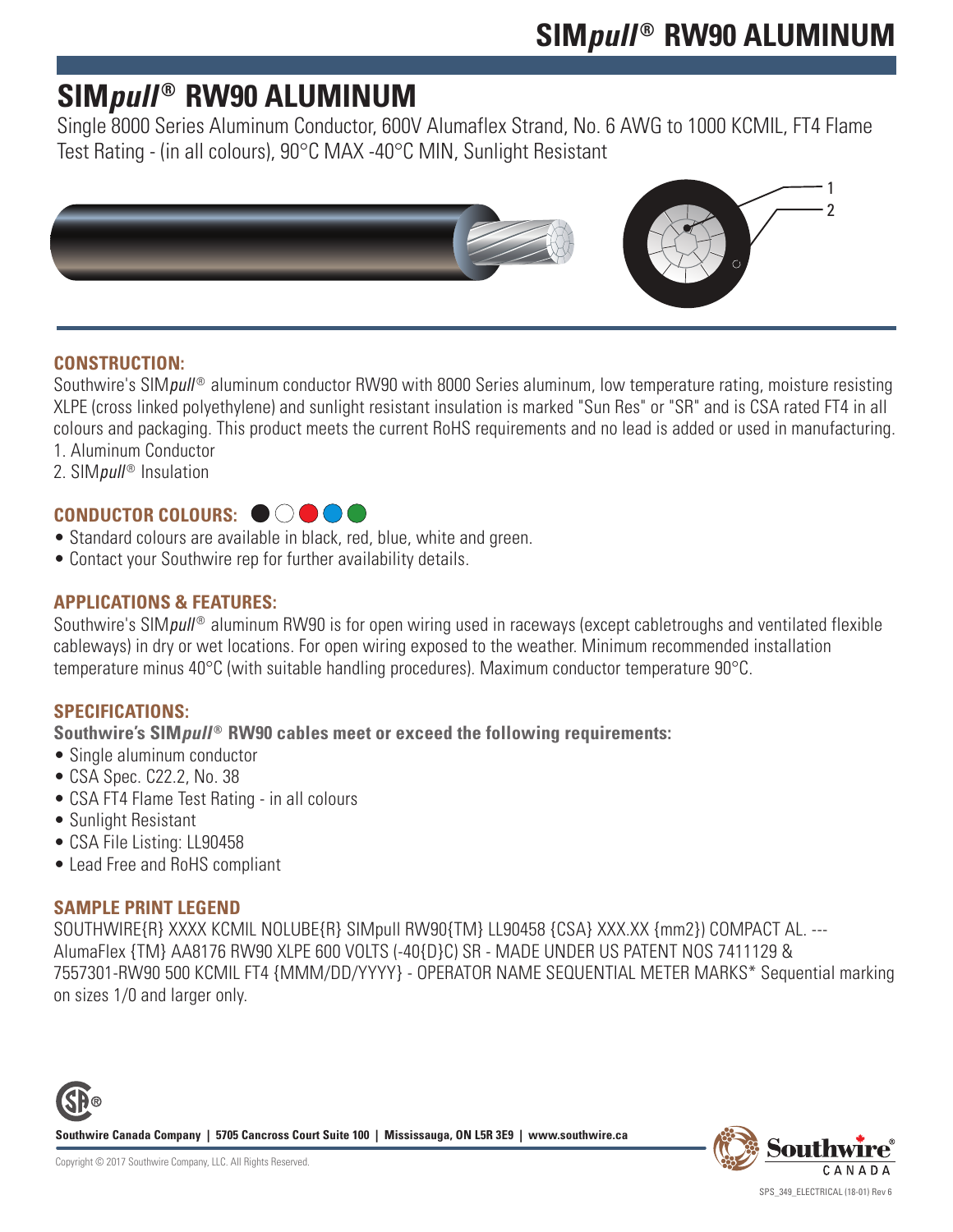# SIM*pull*® RW90 ALUMINUM

Single 8000 Series Aluminum Conductor, 600V Alumaflex Strand, No. 6 AWG to 1000 KCMIL, FT4 Flame Test Rating - (in all colours), 90°C MAX -40°C MIN, Sunlight Resistant

1
2

## CONSTRUCTION:

Southwire's SIM*pull*® aluminum conductor RW90 with 8000 Series aluminum, low temperature rating, moisture resisting XLPE (cross linked polyethylene) and sunlight resistant insulation is marked "Sun Res" or "SR" and is CSA rated FT4 in all colours and packaging. This product meets the current RoHS requirements and no lead is added or used in manufacturing.

1. Aluminum Conductor
2. SIM*pull*® Insulation

## CONDUCTOR COLOURS:

- Standard colours are available in black, red, blue, white and green.
- Contact your Southwire rep for further availability details.

## APPLICATIONS & FEATURES:

Southwire's SIM*pull*® aluminum RW90 is for open wiring used in raceways (except cabletroughs and ventilated flexible cableways) in dry or wet locations. For open wiring exposed to the weather. Minimum recommended installation temperature minus 40°C (with suitable handling procedures). Maximum conductor temperature 90°C.

## SPECIFICATIONS:

**Southwire's SIM*pull*® RW90 cables meet or exceed the following requirements:**

- Single aluminum conductor
- CSA Spec. C22.2, No. 38
- CSA FT4 Flame Test Rating - in all colours
- Sunlight Resistant
- CSA File Listing: LL90458
- Lead Free and RoHS compliant

## SAMPLE PRINT LEGEND

SOUTHWIRE{R} XXXX KCMIL NOLUBE{R} SIMpull RW90{TM} LL90458 {CSA} XXX.XX {mm2}) COMPACT AL. --- AlumaFlex {TM} AA8176 RW90 XLPE 600 VOLTS (-40{D}C) SR - MADE UNDER US PATENT NOS 7411129 & 7557301-RW90 500 KCMIL FT4 {MMM/DD/YYYY} - OPERATOR NAME SEQUENTIAL METER MARKS* Sequential marking on sizes 1/0 and larger only.

**Southwire Canada Company | 5705 Cancross Court Suite 100 | Mississauga, ON L5R 3E9 | www.southwire.ca**

Copyright © 2017 Southwire Company, LLC. All Rights Reserved.

SPS_349_ELECTRICAL (18-01) Rev 6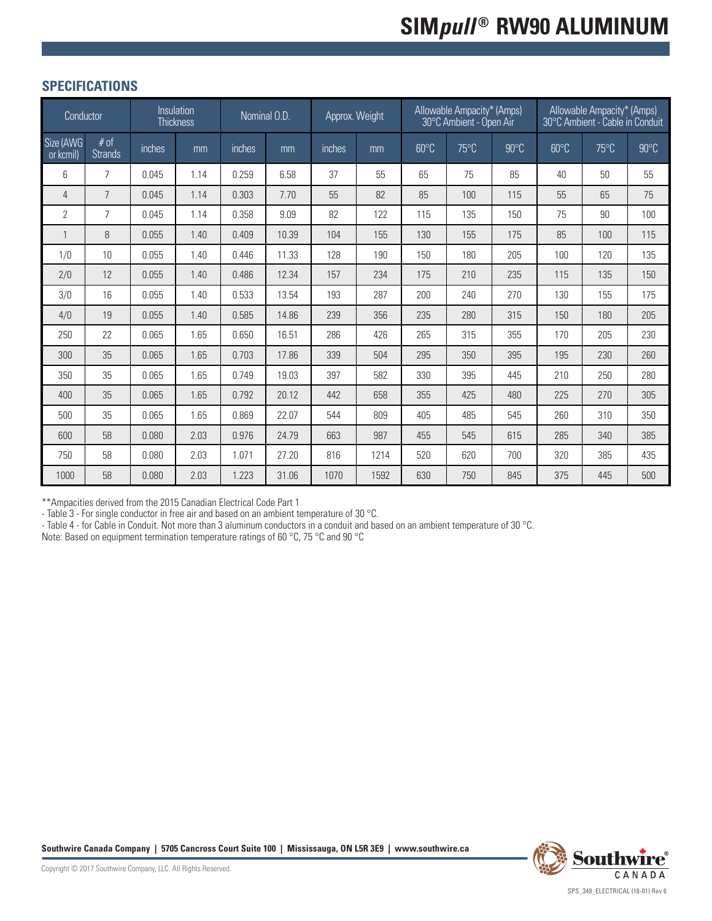# SIM*pull*® RW90 ALUMINUM

## SPECIFICATIONS

| Conductor | | Insulation Thickness | | Nominal O.D. | | Approx. Weight | | Allowable Ampacity* (Amps) 30°C Ambient - Open Air | | | Allowable Ampacity* (Amps) 30°C Ambient - Cable in Conduit | | |
|---|---|---|---|---|---|---|---|---|---|---|---|---|---|
| Size (AWG or kcmil) | # of Strands | inches | mm | inches | mm | inches | mm | 60°C | 75°C | 90°C | 60°C | 75°C | 90°C |
| 6 | 7 | 0.045 | 1.14 | 0.259 | 6.58 | 37 | 55 | 65 | 75 | 85 | 40 | 50 | 55 |
| 4 | 7 | 0.045 | 1.14 | 0.303 | 7.70 | 55 | 82 | 85 | 100 | 115 | 55 | 65 | 75 |
| 2 | 7 | 0.045 | 1.14 | 0.358 | 9.09 | 82 | 122 | 115 | 135 | 150 | 75 | 90 | 100 |
| 1 | 8 | 0.055 | 1.40 | 0.409 | 10.39 | 104 | 155 | 130 | 155 | 175 | 85 | 100 | 115 |
| 1/0 | 10 | 0.055 | 1.40 | 0.446 | 11.33 | 128 | 190 | 150 | 180 | 205 | 100 | 120 | 135 |
| 2/0 | 12 | 0.055 | 1.40 | 0.486 | 12.34 | 157 | 234 | 175 | 210 | 235 | 115 | 135 | 150 |
| 3/0 | 16 | 0.055 | 1.40 | 0.533 | 13.54 | 193 | 287 | 200 | 240 | 270 | 130 | 155 | 175 |
| 4/0 | 19 | 0.055 | 1.40 | 0.585 | 14.86 | 239 | 356 | 235 | 280 | 315 | 150 | 180 | 205 |
| 250 | 22 | 0.065 | 1.65 | 0.650 | 16.51 | 286 | 426 | 265 | 315 | 355 | 170 | 205 | 230 |
| 300 | 35 | 0.065 | 1.65 | 0.703 | 17.86 | 339 | 504 | 295 | 350 | 395 | 195 | 230 | 260 |
| 350 | 35 | 0.065 | 1.65 | 0.749 | 19.03 | 397 | 582 | 330 | 395 | 445 | 210 | 250 | 280 |
| 400 | 35 | 0.065 | 1.65 | 0.792 | 20.12 | 442 | 658 | 355 | 425 | 480 | 225 | 270 | 305 |
| 500 | 35 | 0.065 | 1.65 | 0.869 | 22.07 | 544 | 809 | 405 | 485 | 545 | 260 | 310 | 350 |
| 600 | 58 | 0.080 | 2.03 | 0.976 | 24.79 | 663 | 987 | 455 | 545 | 615 | 285 | 340 | 385 |
| 750 | 58 | 0.080 | 2.03 | 1.071 | 27.20 | 816 | 1214 | 520 | 620 | 700 | 320 | 385 | 435 |
| 1000 | 58 | 0.080 | 2.03 | 1.223 | 31.06 | 1070 | 1592 | 630 | 750 | 845 | 375 | 445 | 500 |

**Ampacities derived from the 2015 Canadian Electrical Code Part 1

- Table 3 - For single conductor in free air and based on an ambient temperature of 30 °C.
- Table 4 - for Cable in Conduit. Not more than 3 aluminum conductors in a conduit and based on an ambient temperature of 30 °C.

Note: Based on equipment termination temperature ratings of 60 °C, 75 °C and 90 °C

**Southwire Canada Company | 5705 Cancross Court Suite 100 | Mississauga, ON L5R 3E9 | www.southwire.ca**

Copyright © 2017 Southwire Company, LLC. All Rights Reserved.

Southwire® CANADA

SPS_349_ELECTRICAL (18-01) Rev 6